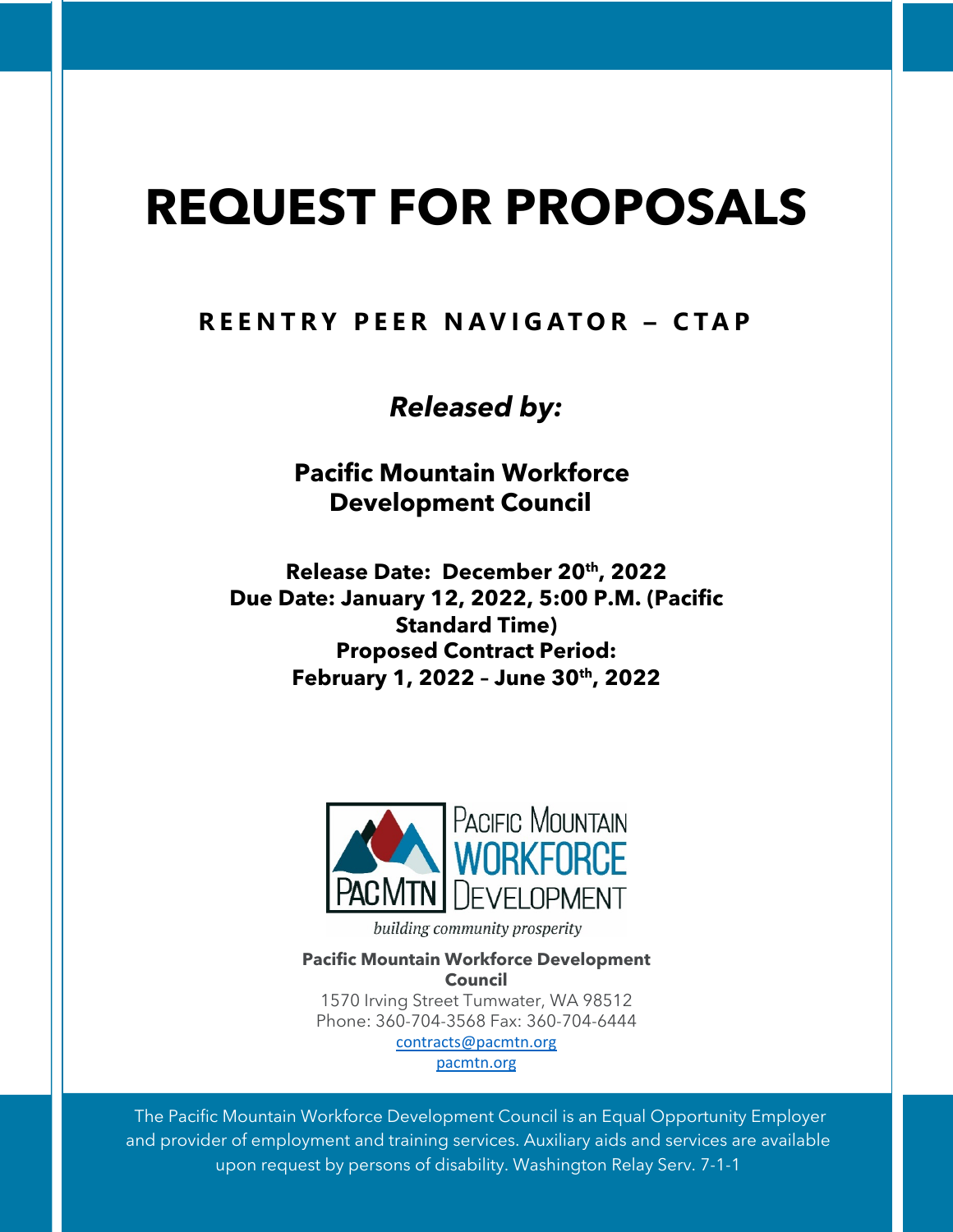# REQUEST FOR PROPOSALS

## REENTRY PEER NAVIGATOR – CTAP

***Released by:***

**Pacific Mountain Workforce Development Council**

**Release Date: December 20th, 2022**
**Due Date: January 12, 2022, 5:00 P.M. (Pacific Standard Time)**
**Proposed Contract Period:**
**February 1, 2022 – June 30th, 2022**

PACIFIC MOUNTAIN WORKFORCE DEVELOPMENT
PACMTN
*building community prosperity*

**Pacific Mountain Workforce Development Council**
1570 Irving Street Tumwater, WA 98512
Phone: 360-704-3568 Fax: 360-704-6444
contracts@pacmtn.org
pacmtn.org

The Pacific Mountain Workforce Development Council is an Equal Opportunity Employer and provider of employment and training services. Auxiliary aids and services are available upon request by persons of disability. Washington Relay Serv. 7-1-1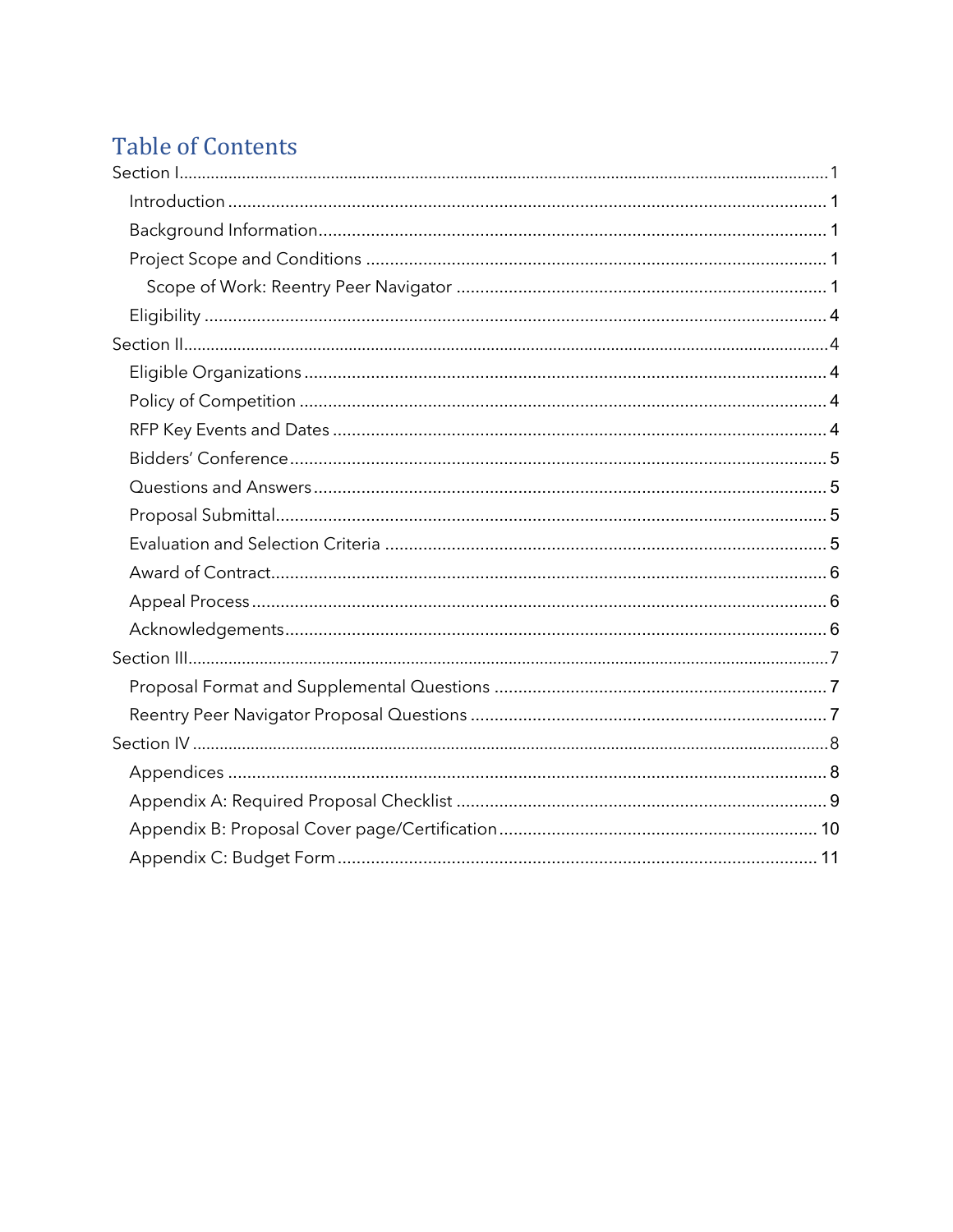# Table of Contents

- Section I ........ 1
  - Introduction ........ 1
  - Background Information ........ 1
  - Project Scope and Conditions ........ 1
    - Scope of Work: Reentry Peer Navigator ........ 1
  - Eligibility ........ 4
- Section II ........ 4
  - Eligible Organizations ........ 4
  - Policy of Competition ........ 4
  - RFP Key Events and Dates ........ 4
  - Bidders' Conference ........ 5
  - Questions and Answers ........ 5
  - Proposal Submittal ........ 5
  - Evaluation and Selection Criteria ........ 5
  - Award of Contract ........ 6
  - Appeal Process ........ 6
  - Acknowledgements ........ 6
- Section III ........ 7
  - Proposal Format and Supplemental Questions ........ 7
  - Reentry Peer Navigator Proposal Questions ........ 7
- Section IV ........ 8
  - Appendices ........ 8
  - Appendix A: Required Proposal Checklist ........ 9
  - Appendix B: Proposal Cover page/Certification ........ 10
  - Appendix C: Budget Form ........ 11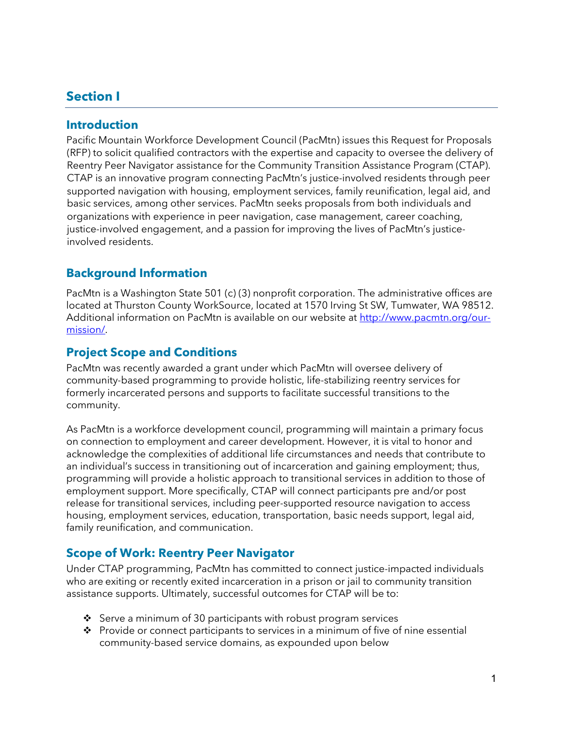# Section I

## Introduction

Pacific Mountain Workforce Development Council (PacMtn) issues this Request for Proposals (RFP) to solicit qualified contractors with the expertise and capacity to oversee the delivery of Reentry Peer Navigator assistance for the Community Transition Assistance Program (CTAP). CTAP is an innovative program connecting PacMtn's justice-involved residents through peer supported navigation with housing, employment services, family reunification, legal aid, and basic services, among other services. PacMtn seeks proposals from both individuals and organizations with experience in peer navigation, case management, career coaching, justice-involved engagement, and a passion for improving the lives of PacMtn's justice-involved residents.

## Background Information

PacMtn is a Washington State 501 (c) (3) nonprofit corporation. The administrative offices are located at Thurston County WorkSource, located at 1570 Irving St SW, Tumwater, WA 98512. Additional information on PacMtn is available on our website at [http://www.pacmtn.org/our-mission/](http://www.pacmtn.org/our-mission/).

## Project Scope and Conditions

PacMtn was recently awarded a grant under which PacMtn will oversee delivery of community-based programming to provide holistic, life-stabilizing reentry services for formerly incarcerated persons and supports to facilitate successful transitions to the community.

As PacMtn is a workforce development council, programming will maintain a primary focus on connection to employment and career development. However, it is vital to honor and acknowledge the complexities of additional life circumstances and needs that contribute to an individual's success in transitioning out of incarceration and gaining employment; thus, programming will provide a holistic approach to transitional services in addition to those of employment support. More specifically, CTAP will connect participants pre and/or post release for transitional services, including peer-supported resource navigation to access housing, employment services, education, transportation, basic needs support, legal aid, family reunification, and communication.

## Scope of Work: Reentry Peer Navigator

Under CTAP programming, PacMtn has committed to connect justice-impacted individuals who are exiting or recently exited incarceration in a prison or jail to community transition assistance supports. Ultimately, successful outcomes for CTAP will be to:

- Serve a minimum of 30 participants with robust program services
- Provide or connect participants to services in a minimum of five of nine essential community-based service domains, as expounded upon below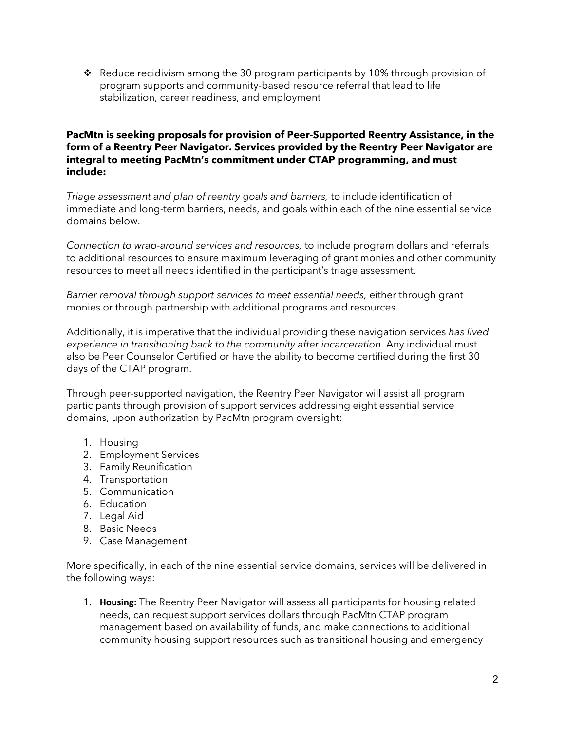- ❖ Reduce recidivism among the 30 program participants by 10% through provision of program supports and community-based resource referral that lead to life stabilization, career readiness, and employment

**PacMtn is seeking proposals for provision of Peer-Supported Reentry Assistance, in the form of a Reentry Peer Navigator. Services provided by the Reentry Peer Navigator are integral to meeting PacMtn's commitment under CTAP programming, and must include:**

*Triage assessment and plan of reentry goals and barriers,* to include identification of immediate and long-term barriers, needs, and goals within each of the nine essential service domains below.

*Connection to wrap-around services and resources,* to include program dollars and referrals to additional resources to ensure maximum leveraging of grant monies and other community resources to meet all needs identified in the participant's triage assessment.

*Barrier removal through support services to meet essential needs,* either through grant monies or through partnership with additional programs and resources.

Additionally, it is imperative that the individual providing these navigation services *has lived experience in transitioning back to the community after incarceration*. Any individual must also be Peer Counselor Certified or have the ability to become certified during the first 30 days of the CTAP program.

Through peer-supported navigation, the Reentry Peer Navigator will assist all program participants through provision of support services addressing eight essential service domains, upon authorization by PacMtn program oversight:

1. Housing
2. Employment Services
3. Family Reunification
4. Transportation
5. Communication
6. Education
7. Legal Aid
8. Basic Needs
9. Case Management

More specifically, in each of the nine essential service domains, services will be delivered in the following ways:

1. **Housing:** The Reentry Peer Navigator will assess all participants for housing related needs, can request support services dollars through PacMtn CTAP program management based on availability of funds, and make connections to additional community housing support resources such as transitional housing and emergency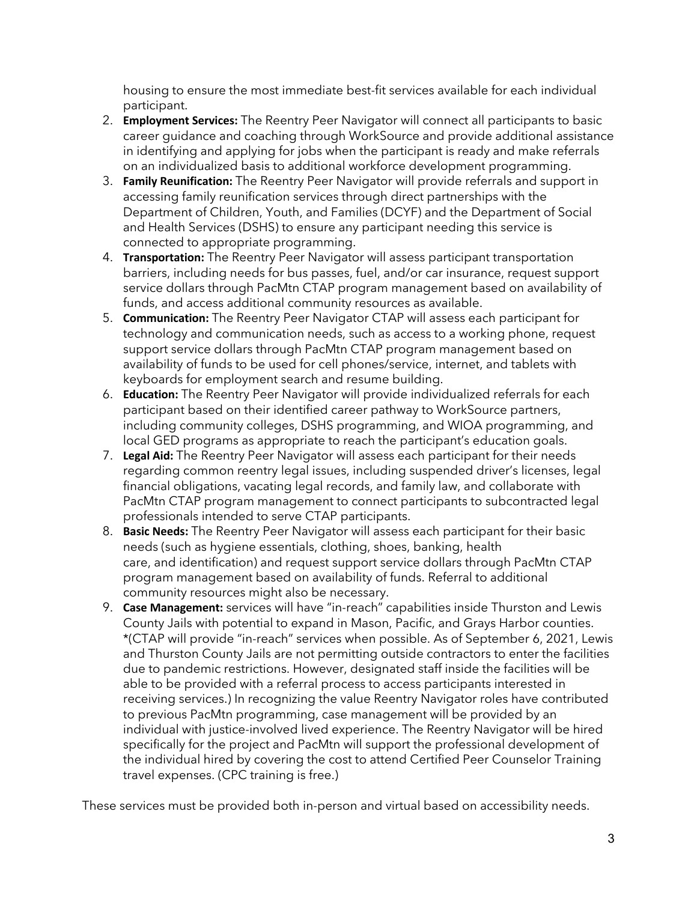housing to ensure the most immediate best-fit services available for each individual participant.

2. **Employment Services:** The Reentry Peer Navigator will connect all participants to basic career guidance and coaching through WorkSource and provide additional assistance in identifying and applying for jobs when the participant is ready and make referrals on an individualized basis to additional workforce development programming.
3. **Family Reunification:** The Reentry Peer Navigator will provide referrals and support in accessing family reunification services through direct partnerships with the Department of Children, Youth, and Families (DCYF) and the Department of Social and Health Services (DSHS) to ensure any participant needing this service is connected to appropriate programming.
4. **Transportation:** The Reentry Peer Navigator will assess participant transportation barriers, including needs for bus passes, fuel, and/or car insurance, request support service dollars through PacMtn CTAP program management based on availability of funds, and access additional community resources as available.
5. **Communication:** The Reentry Peer Navigator CTAP will assess each participant for technology and communication needs, such as access to a working phone, request support service dollars through PacMtn CTAP program management based on availability of funds to be used for cell phones/service, internet, and tablets with keyboards for employment search and resume building.
6. **Education:** The Reentry Peer Navigator will provide individualized referrals for each participant based on their identified career pathway to WorkSource partners, including community colleges, DSHS programming, and WIOA programming, and local GED programs as appropriate to reach the participant's education goals.
7. **Legal Aid:** The Reentry Peer Navigator will assess each participant for their needs regarding common reentry legal issues, including suspended driver's licenses, legal financial obligations, vacating legal records, and family law, and collaborate with PacMtn CTAP program management to connect participants to subcontracted legal professionals intended to serve CTAP participants.
8. **Basic Needs:** The Reentry Peer Navigator will assess each participant for their basic needs (such as hygiene essentials, clothing, shoes, banking, health care, and identification) and request support service dollars through PacMtn CTAP program management based on availability of funds. Referral to additional community resources might also be necessary.
9. **Case Management:** services will have "in-reach" capabilities inside Thurston and Lewis County Jails with potential to expand in Mason, Pacific, and Grays Harbor counties. *(CTAP will provide "in-reach" services when possible. As of September 6, 2021, Lewis and Thurston County Jails are not permitting outside contractors to enter the facilities due to pandemic restrictions. However, designated staff inside the facilities will be able to be provided with a referral process to access participants interested in receiving services.) In recognizing the value Reentry Navigator roles have contributed to previous PacMtn programming, case management will be provided by an individual with justice-involved lived experience. The Reentry Navigator will be hired specifically for the project and PacMtn will support the professional development of the individual hired by covering the cost to attend Certified Peer Counselor Training travel expenses. (CPC training is free.)

These services must be provided both in-person and virtual based on accessibility needs.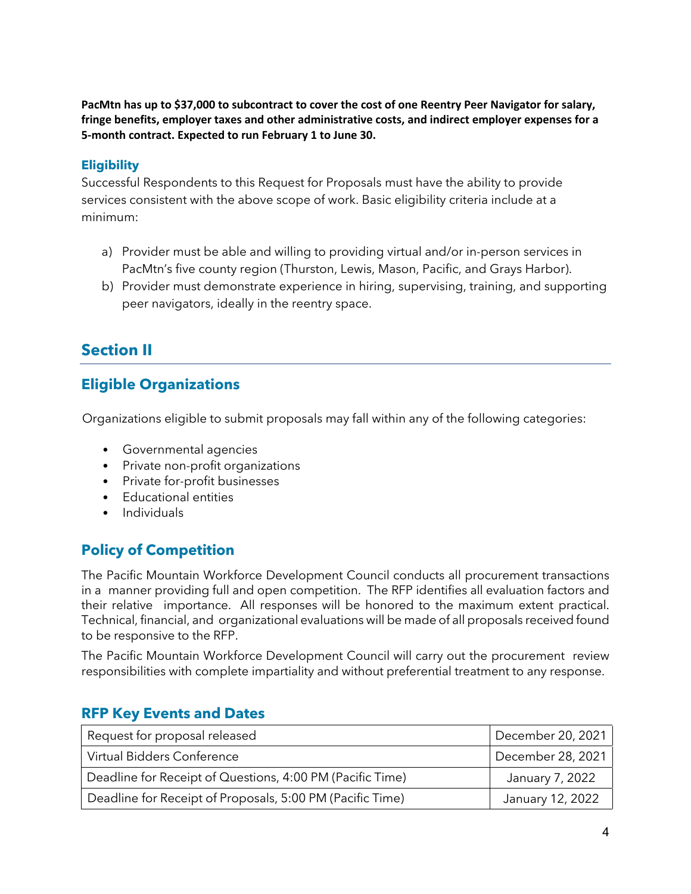**PacMtn has up to $37,000 to subcontract to cover the cost of one Reentry Peer Navigator for salary, fringe benefits, employer taxes and other administrative costs, and indirect employer expenses for a 5-month contract. Expected to run February 1 to June 30.**

### Eligibility

Successful Respondents to this Request for Proposals must have the ability to provide services consistent with the above scope of work. Basic eligibility criteria include at a minimum:

a) Provider must be able and willing to providing virtual and/or in-person services in PacMtn's five county region (Thurston, Lewis, Mason, Pacific, and Grays Harbor).
b) Provider must demonstrate experience in hiring, supervising, training, and supporting peer navigators, ideally in the reentry space.

## Section II

### Eligible Organizations

Organizations eligible to submit proposals may fall within any of the following categories:

- Governmental agencies
- Private non-profit organizations
- Private for-profit businesses
- Educational entities
- Individuals

### Policy of Competition

The Pacific Mountain Workforce Development Council conducts all procurement transactions in a manner providing full and open competition. The RFP identifies all evaluation factors and their relative importance. All responses will be honored to the maximum extent practical. Technical, financial, and organizational evaluations will be made of all proposals received found to be responsive to the RFP.

The Pacific Mountain Workforce Development Council will carry out the procurement review responsibilities with complete impartiality and without preferential treatment to any response.

### RFP Key Events and Dates

| Event | Date |
| --- | --- |
| Request for proposal released | December 20, 2021 |
| Virtual Bidders Conference | December 28, 2021 |
| Deadline for Receipt of Questions, 4:00 PM (Pacific Time) | January 7, 2022 |
| Deadline for Receipt of Proposals, 5:00 PM (Pacific Time) | January 12, 2022 |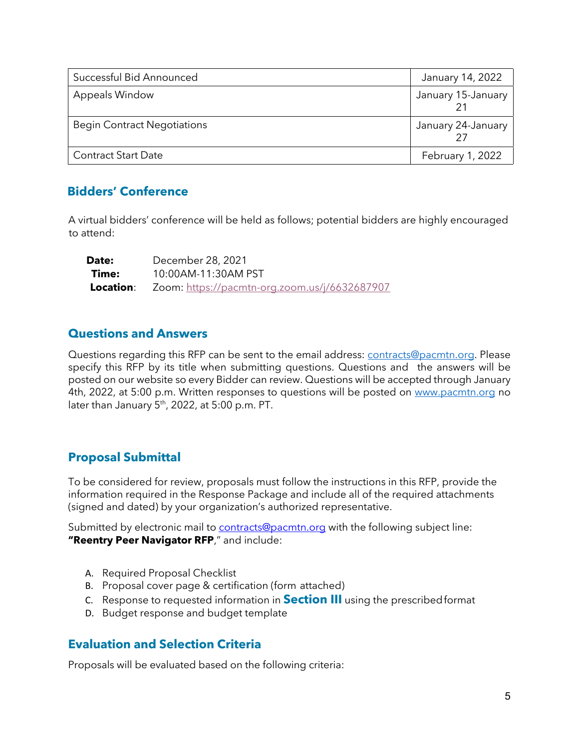| | |
|---|---|
| Successful Bid Announced | January 14, 2022 |
| Appeals Window | January 15-January 21 |
| Begin Contract Negotiations | January 24-January 27 |
| Contract Start Date | February 1, 2022 |

## Bidders' Conference

A virtual bidders' conference will be held as follows; potential bidders are highly encouraged to attend:

**Date:** December 28, 2021
**Time:** 10:00AM-11:30AM PST
**Location**: Zoom: https://pacmtn-org.zoom.us/j/6632687907

## Questions and Answers

Questions regarding this RFP can be sent to the email address: contracts@pacmtn.org. Please specify this RFP by its title when submitting questions. Questions and the answers will be posted on our website so every Bidder can review. Questions will be accepted through January 4th, 2022, at 5:00 p.m. Written responses to questions will be posted on www.pacmtn.org no later than January 5th, 2022, at 5:00 p.m. PT.

## Proposal Submittal

To be considered for review, proposals must follow the instructions in this RFP, provide the information required in the Response Package and include all of the required attachments (signed and dated) by your organization's authorized representative.

Submitted by electronic mail to contracts@pacmtn.org with the following subject line: **"Reentry Peer Navigator RFP**," and include:

A. Required Proposal Checklist
B. Proposal cover page & certification (form attached)
C. Response to requested information in **Section III** using the prescribed format
D. Budget response and budget template

## Evaluation and Selection Criteria

Proposals will be evaluated based on the following criteria: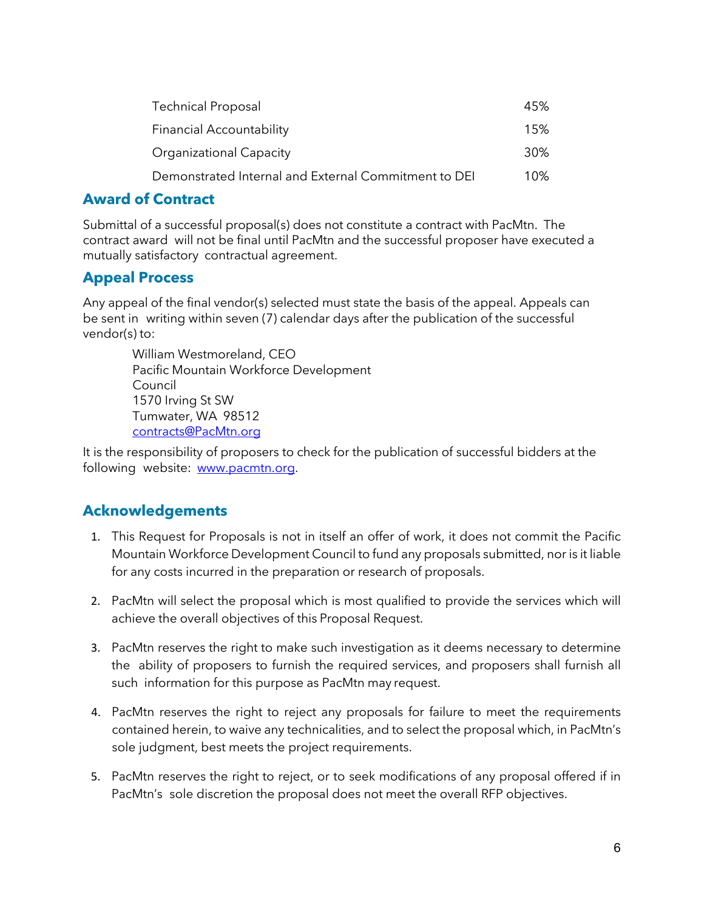| | |
|---|---|
| Technical Proposal | 45% |
| Financial Accountability | 15% |
| Organizational Capacity | 30% |
| Demonstrated Internal and External Commitment to DEI | 10% |

## Award of Contract

Submittal of a successful proposal(s) does not constitute a contract with PacMtn. The contract award will not be final until PacMtn and the successful proposer have executed a mutually satisfactory contractual agreement.

## Appeal Process

Any appeal of the final vendor(s) selected must state the basis of the appeal. Appeals can be sent in writing within seven (7) calendar days after the publication of the successful vendor(s) to:

> William Westmoreland, CEO
> Pacific Mountain Workforce Development Council
> 1570 Irving St SW
> Tumwater, WA 98512
> contracts@PacMtn.org

It is the responsibility of proposers to check for the publication of successful bidders at the following website: www.pacmtn.org.

## Acknowledgements

1. This Request for Proposals is not in itself an offer of work, it does not commit the Pacific Mountain Workforce Development Council to fund any proposals submitted, nor is it liable for any costs incurred in the preparation or research of proposals.
2. PacMtn will select the proposal which is most qualified to provide the services which will achieve the overall objectives of this Proposal Request.
3. PacMtn reserves the right to make such investigation as it deems necessary to determine the ability of proposers to furnish the required services, and proposers shall furnish all such information for this purpose as PacMtn may request.
4. PacMtn reserves the right to reject any proposals for failure to meet the requirements contained herein, to waive any technicalities, and to select the proposal which, in PacMtn's sole judgment, best meets the project requirements.
5. PacMtn reserves the right to reject, or to seek modifications of any proposal offered if in PacMtn's sole discretion the proposal does not meet the overall RFP objectives.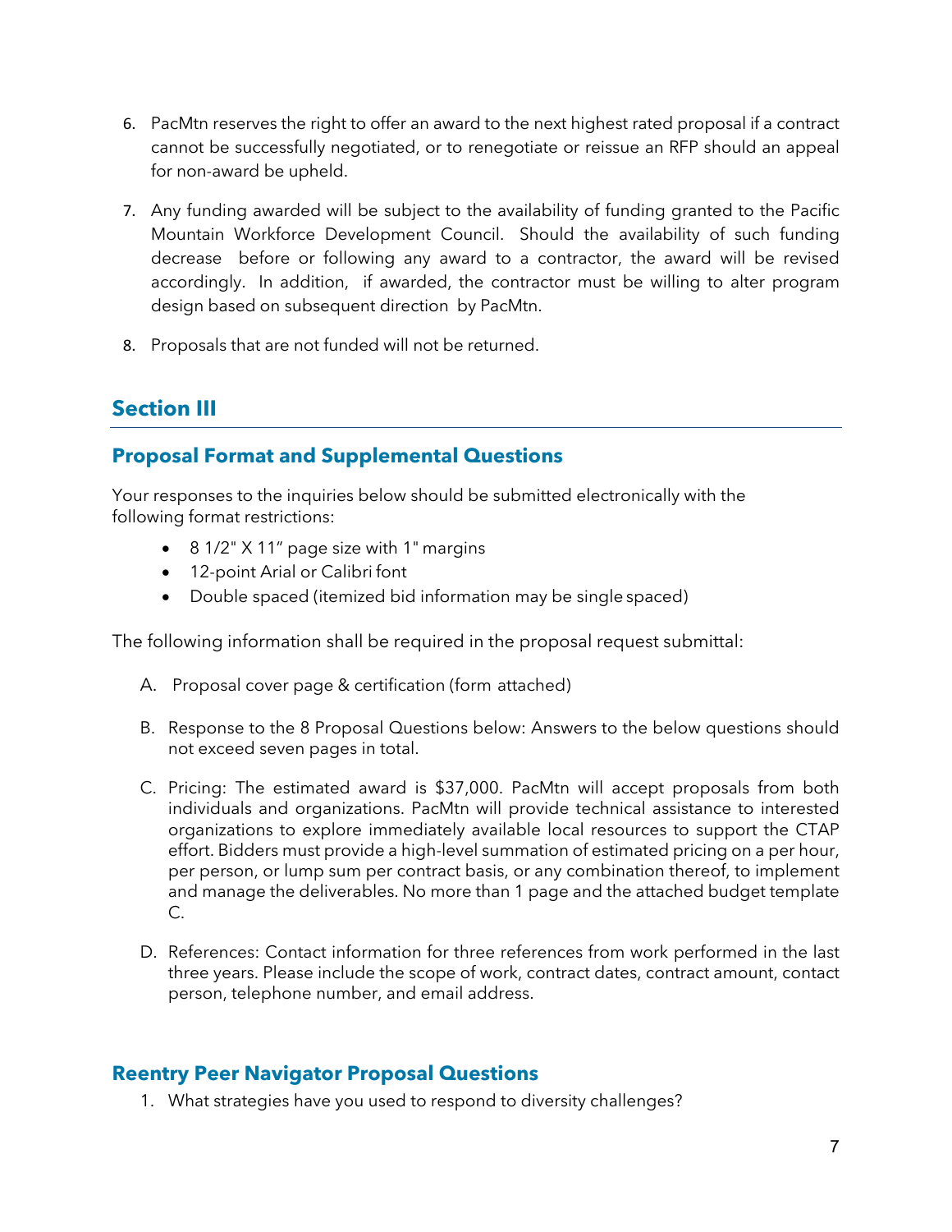6. PacMtn reserves the right to offer an award to the next highest rated proposal if a contract cannot be successfully negotiated, or to renegotiate or reissue an RFP should an appeal for non-award be upheld.

7. Any funding awarded will be subject to the availability of funding granted to the Pacific Mountain Workforce Development Council. Should the availability of such funding decrease before or following any award to a contractor, the award will be revised accordingly. In addition, if awarded, the contractor must be willing to alter program design based on subsequent direction by PacMtn.

8. Proposals that are not funded will not be returned.

## Section III

### Proposal Format and Supplemental Questions

Your responses to the inquiries below should be submitted electronically with the following format restrictions:

- 8 1/2" X 11" page size with 1" margins
- 12-point Arial or Calibri font
- Double spaced (itemized bid information may be single spaced)

The following information shall be required in the proposal request submittal:

A. Proposal cover page & certification (form attached)

B. Response to the 8 Proposal Questions below: Answers to the below questions should not exceed seven pages in total.

C. Pricing: The estimated award is $37,000. PacMtn will accept proposals from both individuals and organizations. PacMtn will provide technical assistance to interested organizations to explore immediately available local resources to support the CTAP effort. Bidders must provide a high-level summation of estimated pricing on a per hour, per person, or lump sum per contract basis, or any combination thereof, to implement and manage the deliverables. No more than 1 page and the attached budget template C.

D. References: Contact information for three references from work performed in the last three years. Please include the scope of work, contract dates, contract amount, contact person, telephone number, and email address.

### Reentry Peer Navigator Proposal Questions

1. What strategies have you used to respond to diversity challenges?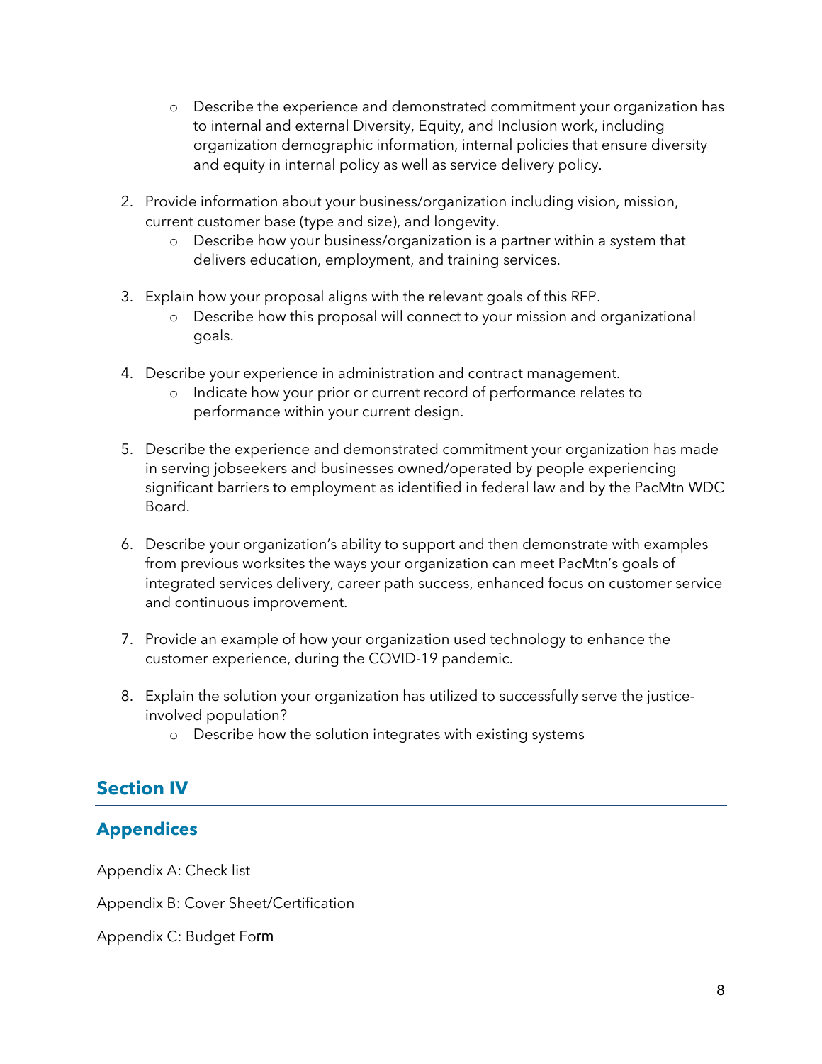- Describe the experience and demonstrated commitment your organization has to internal and external Diversity, Equity, and Inclusion work, including organization demographic information, internal policies that ensure diversity and equity in internal policy as well as service delivery policy.

2. Provide information about your business/organization including vision, mission, current customer base (type and size), and longevity.
    - Describe how your business/organization is a partner within a system that delivers education, employment, and training services.

3. Explain how your proposal aligns with the relevant goals of this RFP.
    - Describe how this proposal will connect to your mission and organizational goals.

4. Describe your experience in administration and contract management.
    - Indicate how your prior or current record of performance relates to performance within your current design.

5. Describe the experience and demonstrated commitment your organization has made in serving jobseekers and businesses owned/operated by people experiencing significant barriers to employment as identified in federal law and by the PacMtn WDC Board.

6. Describe your organization's ability to support and then demonstrate with examples from previous worksites the ways your organization can meet PacMtn's goals of integrated services delivery, career path success, enhanced focus on customer service and continuous improvement.

7. Provide an example of how your organization used technology to enhance the customer experience, during the COVID-19 pandemic.

8. Explain the solution your organization has utilized to successfully serve the justice-involved population?
    - Describe how the solution integrates with existing systems

## Section IV

### Appendices

Appendix A: Check list

Appendix B: Cover Sheet/Certification

Appendix C: Budget Form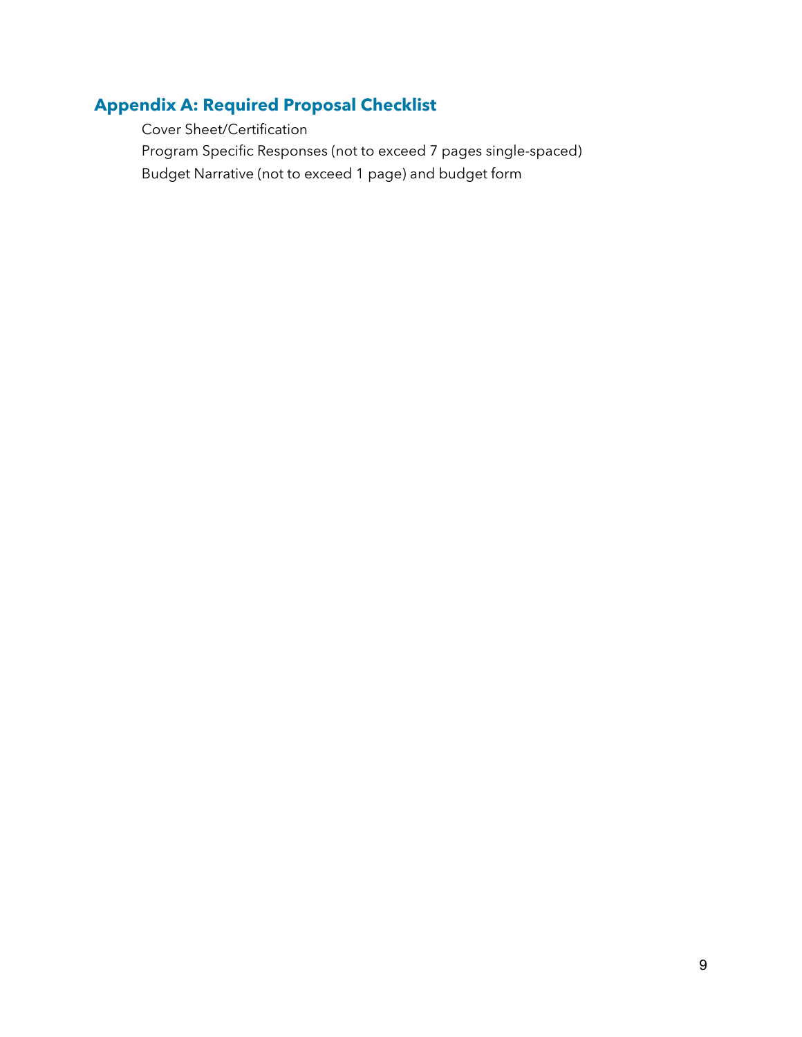## Appendix A: Required Proposal Checklist

Cover Sheet/Certification

Program Specific Responses (not to exceed 7 pages single-spaced)

Budget Narrative (not to exceed 1 page) and budget form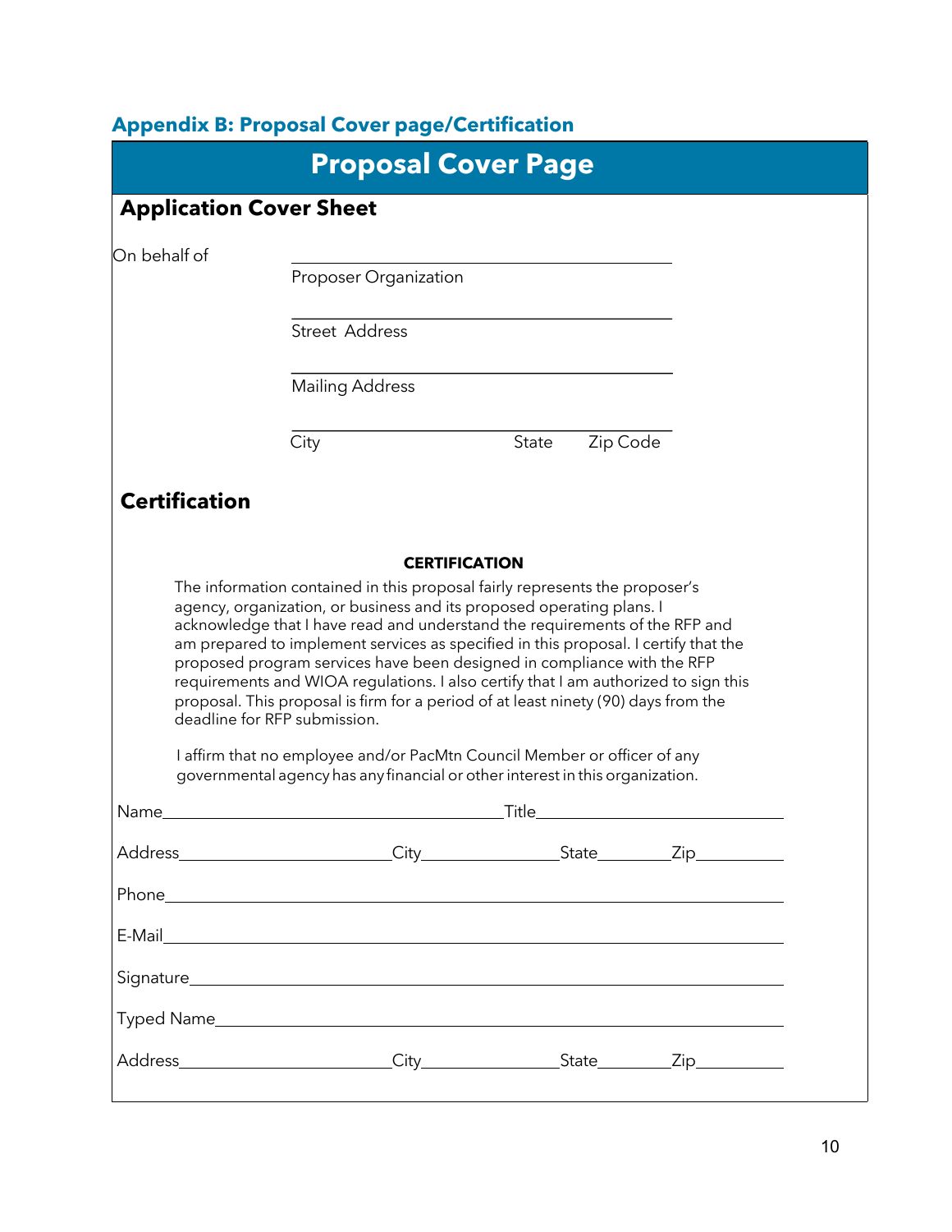## Appendix B: Proposal Cover page/Certification

# Proposal Cover Page

### Application Cover Sheet

On behalf of

\_\_\_\_\_\_\_\_\_\_\_\_\_\_\_\_\_\_\_\_\_\_\_\_\_\_\_\_\_\_\_\_\_\_\_\_\_\_\_\_
Proposer Organization

\_\_\_\_\_\_\_\_\_\_\_\_\_\_\_\_\_\_\_\_\_\_\_\_\_\_\_\_\_\_\_\_\_\_\_\_\_\_\_\_
Street Address

\_\_\_\_\_\_\_\_\_\_\_\_\_\_\_\_\_\_\_\_\_\_\_\_\_\_\_\_\_\_\_\_\_\_\_\_\_\_\_\_
Mailing Address

\_\_\_\_\_\_\_\_\_\_\_\_\_\_\_\_\_\_\_\_\_\_\_\_\_\_\_\_\_\_\_\_\_\_\_\_\_\_\_\_
City State Zip Code

### Certification

**CERTIFICATION**

The information contained in this proposal fairly represents the proposer's agency, organization, or business and its proposed operating plans. I acknowledge that I have read and understand the requirements of the RFP and am prepared to implement services as specified in this proposal. I certify that the proposed program services have been designed in compliance with the RFP requirements and WIOA regulations. I also certify that I am authorized to sign this proposal. This proposal is firm for a period of at least ninety (90) days from the deadline for RFP submission.

I affirm that no employee and/or PacMtn Council Member or officer of any governmental agency has any financial or other interest in this organization.

Name\_\_\_\_\_\_\_\_\_\_\_\_\_\_\_\_\_\_\_\_\_\_\_\_\_\_\_\_\_\_\_\_\_\_\_\_Title\_\_\_\_\_\_\_\_\_\_\_\_\_\_\_\_\_\_\_\_\_\_\_\_\_\_

Address\_\_\_\_\_\_\_\_\_\_\_\_\_\_\_\_\_\_\_\_\_\_City\_\_\_\_\_\_\_\_\_\_\_\_\_\_State\_\_\_\_\_\_\_\_Zip\_\_\_\_\_\_\_\_\_

Phone\_\_\_\_\_\_\_\_\_\_\_\_\_\_\_\_\_\_\_\_\_\_\_\_\_\_\_\_\_\_\_\_\_\_\_\_\_\_\_\_\_\_\_\_\_\_\_\_\_\_\_\_\_\_\_\_\_\_\_\_\_\_\_\_

E-Mail\_\_\_\_\_\_\_\_\_\_\_\_\_\_\_\_\_\_\_\_\_\_\_\_\_\_\_\_\_\_\_\_\_\_\_\_\_\_\_\_\_\_\_\_\_\_\_\_\_\_\_\_\_\_\_\_\_\_\_\_\_\_\_\_

Signature\_\_\_\_\_\_\_\_\_\_\_\_\_\_\_\_\_\_\_\_\_\_\_\_\_\_\_\_\_\_\_\_\_\_\_\_\_\_\_\_\_\_\_\_\_\_\_\_\_\_\_\_\_\_\_\_\_\_\_\_\_\_

Typed Name\_\_\_\_\_\_\_\_\_\_\_\_\_\_\_\_\_\_\_\_\_\_\_\_\_\_\_\_\_\_\_\_\_\_\_\_\_\_\_\_\_\_\_\_\_\_\_\_\_\_\_\_\_\_\_\_\_\_\_\_

Address\_\_\_\_\_\_\_\_\_\_\_\_\_\_\_\_\_\_\_\_\_\_City\_\_\_\_\_\_\_\_\_\_\_\_\_\_State\_\_\_\_\_\_\_\_Zip\_\_\_\_\_\_\_\_\_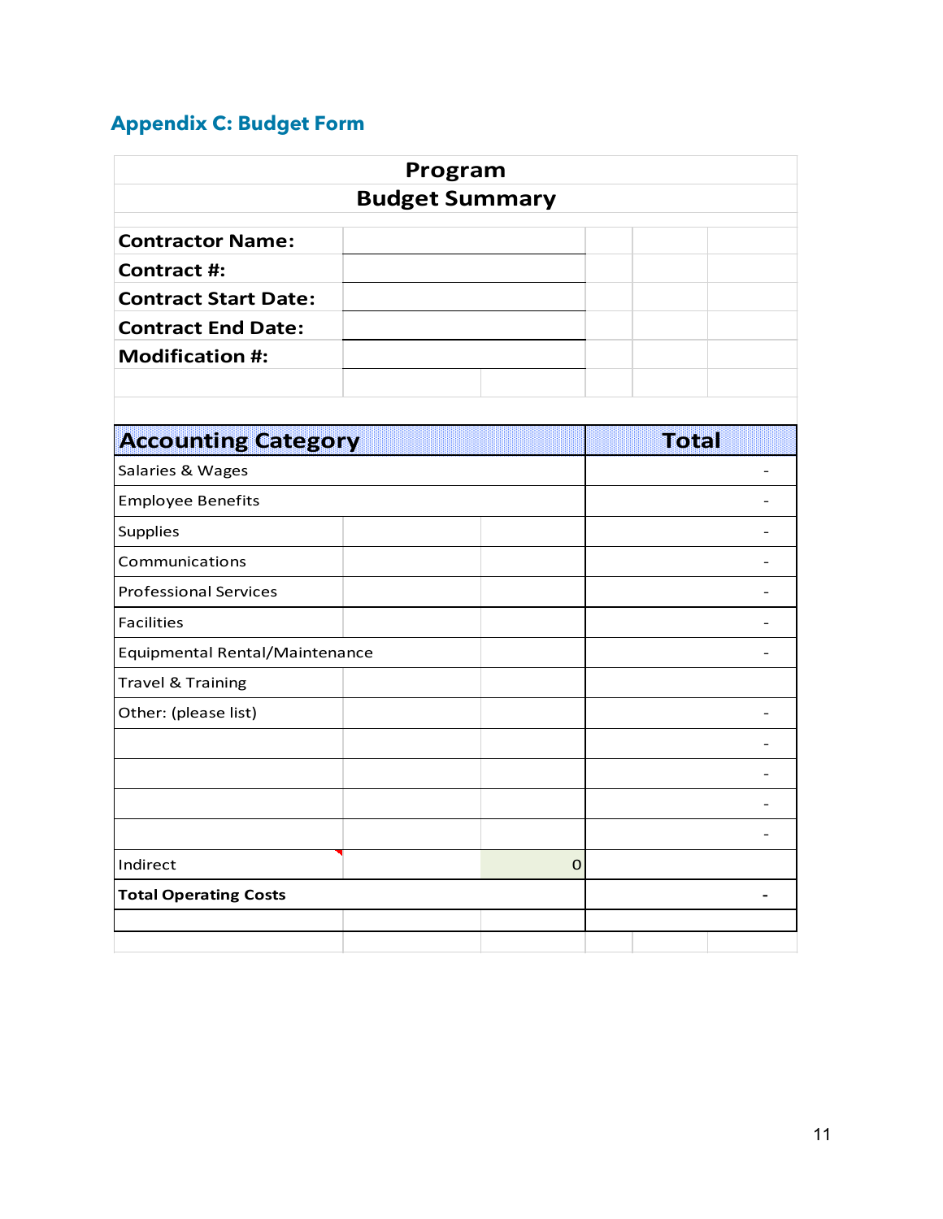## Appendix C: Budget Form

**Program**
**Budget Summary**

| | |
|---|---|
| **Contractor Name:** | |
| **Contract #:** | |
| **Contract Start Date:** | |
| **Contract End Date:** | |
| **Modification #:** | |

| Accounting Category | | Total |
|---|---|---|
| Salaries & Wages | | - |
| Employee Benefits | | - |
| Supplies | | - |
| Communications | | - |
| Professional Services | | - |
| Facilities | | - |
| Equipmental Rental/Maintenance | | - |
| Travel & Training | | |
| Other: (please list) | | - |
| | | - |
| | | - |
| | | - |
| | | - |
| Indirect | 0 | |
| **Total Operating Costs** | | **-** |
| | | |